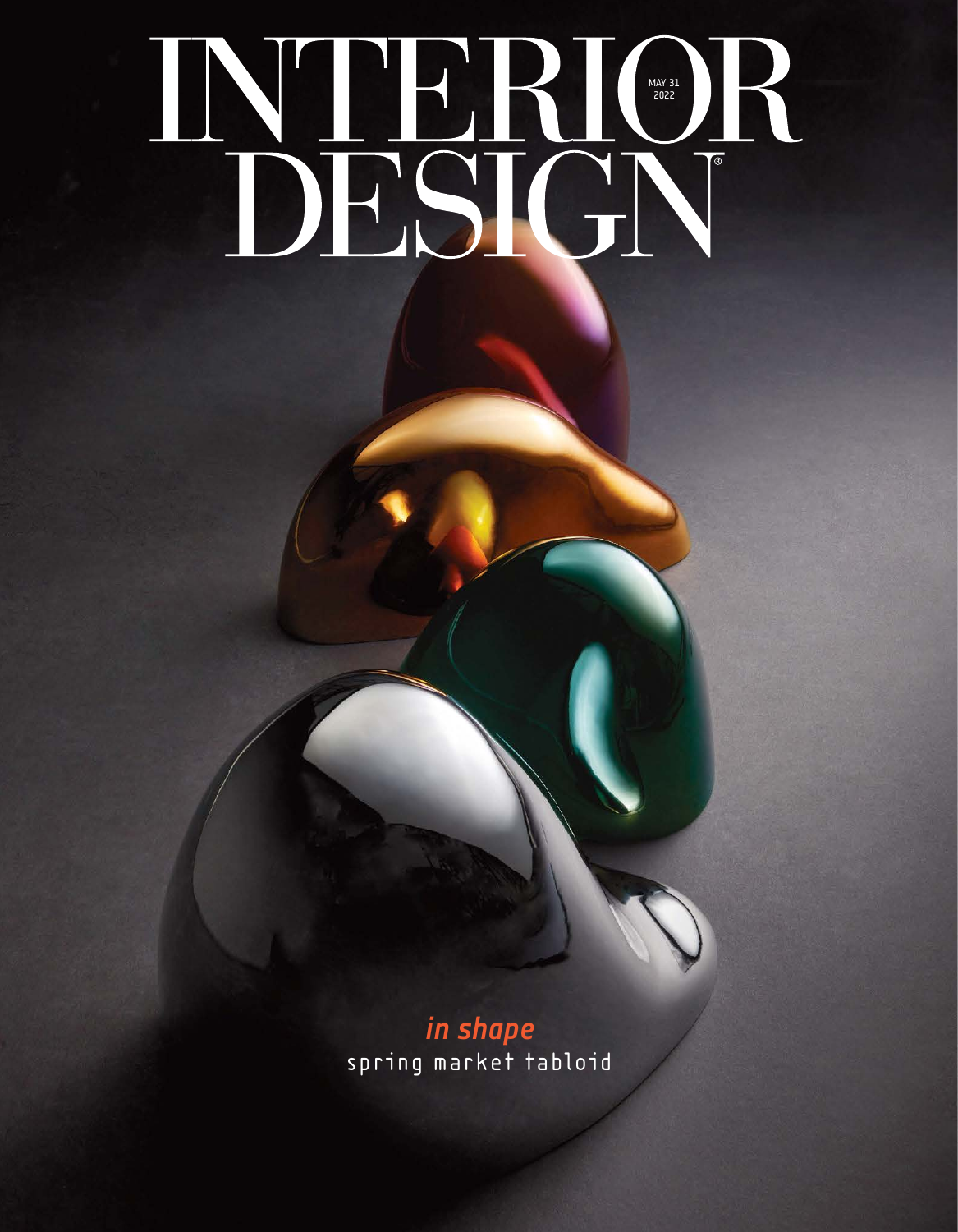# INTERIOR DESIGN

MAY 31 2022

*in shape*

spring market tabloid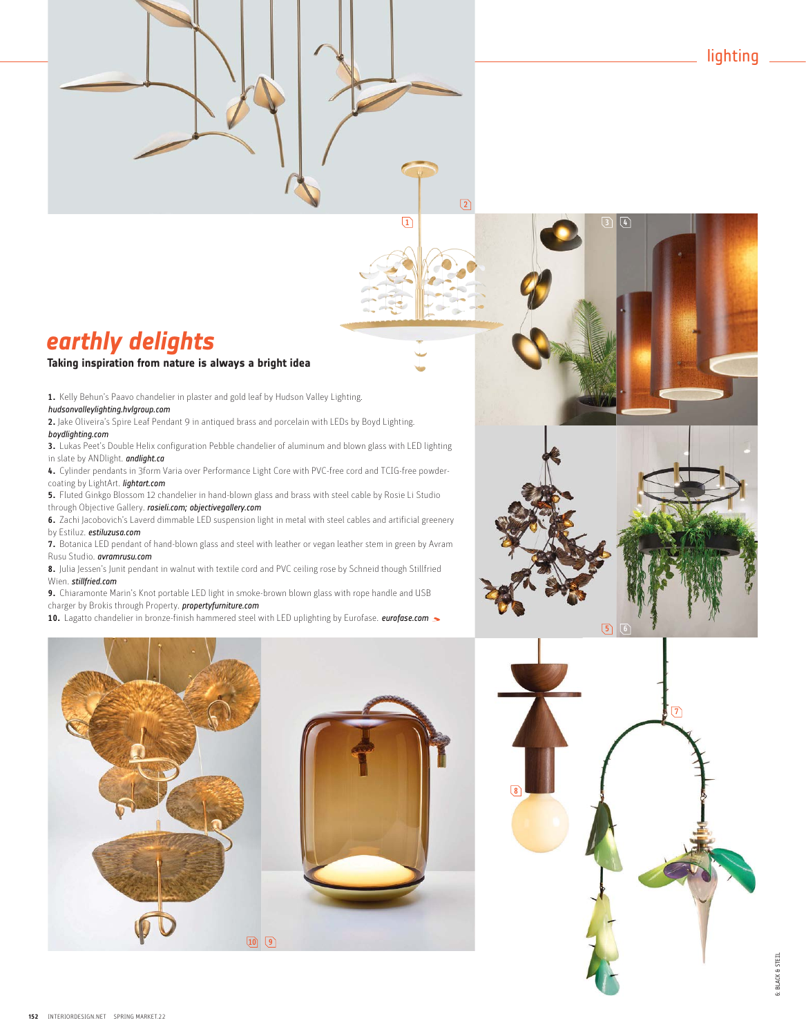## earthly delights

**Taking inspiration from nature is always a bright idea**

**1.** Kelly Behun's Paavo chandelier in plaster and gold leaf by Hudson Valley Lighting. ***hudsonvalleylighting.hvlgroup.com***

**2.** Jake Oliveira's Spire Leaf Pendant 9 in antiqued brass and porcelain with LEDs by Boyd Lighting. ***boydlighting.com***

**3.** Lukas Peet's Double Helix configuration Pebble chandelier of aluminum and blown glass with LED lighting in slate by ANDlight. ***andlight.ca***

**4.** Cylinder pendants in 3form Varia over Performance Light Core with PVC-free cord and TCIG-free powder-coating by LightArt. ***lightart.com***

**5.** Fluted Ginkgo Blossom 12 chandelier in hand-blown glass and brass with steel cable by Rosie Li Studio through Objective Gallery. ***rosieli.com; objectivegallery.com***

**6.** Zachi Jacobovich's Laverd dimmable LED suspension light in metal with steel cables and artificial greenery by Estiluz. ***estiluzusa.com***

**7.** Botanica LED pendant of hand-blown glass and steel with leather or vegan leather stem in green by Avram Rusu Studio. ***avramrusu.com***

**8.** Julia Jessen's Junit pendant in walnut with textile cord and PVC ceiling rose by Schneid though Stillfried Wien. ***stillfried.com***

**9.** Chiaramonte Marin's Knot portable LED light in smoke-brown blown glass with rope handle and USB charger by Brokis through Property. ***propertyfurniture.com***

**10.** Lagatto chandelier in bronze-finish hammered steel with LED uplighting by Eurofase. ***eurofase.com***

6: BLACK & STEIL